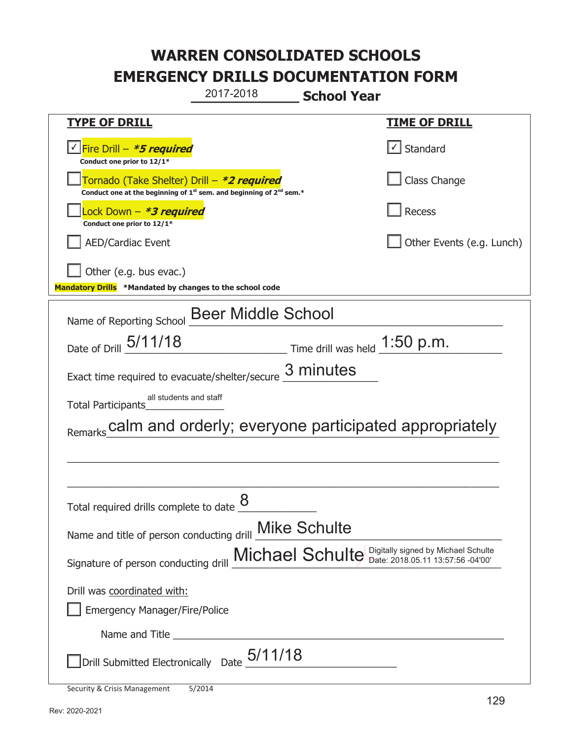# WARREN CONSOLIDATED SCHOOLS
# EMERGENCY DRILLS DOCUMENTATION FORM

2017-2018 **School Year**

| **TYPE OF DRILL** | **TIME OF DRILL** |
|---|---|
| ☑ Fire Drill – ***5 required*** <br> **Conduct one prior to 12/1*** | ☑ Standard |
| ☐ Tornado (Take Shelter) Drill – ***2 required*** <br> **Conduct one at the beginning of 1st sem. and beginning of 2nd sem.*** | ☐ Class Change |
| ☐ Lock Down – ***3 required*** <br> **Conduct one prior to 12/1*** | ☐ Recess |
| ☐ AED/Cardiac Event | ☐ Other Events (e.g. Lunch) |
| ☐ Other (e.g. bus evac.) | |

**Mandatory Drills** **\*Mandated by changes to the school code**

Name of Reporting School: Beer Middle School

Date of Drill: 5/11/18  Time drill was held: 1:50 p.m.

Exact time required to evacuate/shelter/secure: 3 minutes

Total Participants: all students and staff

Remarks: calm and orderly; everyone participated appropriately

Total required drills complete to date: 8

Name and title of person conducting drill: Mike Schulte

Signature of person conducting drill: Michael Schulte (Digitally signed by Michael Schulte Date: 2018.05.11 13:57:56 -04'00')

Drill was coordinated with:

☐ Emergency Manager/Fire/Police

Name and Title ______________________

☐ Drill Submitted Electronically  Date: 5/11/18

Security & Crisis Management 5/2014

Rev: 2020-2021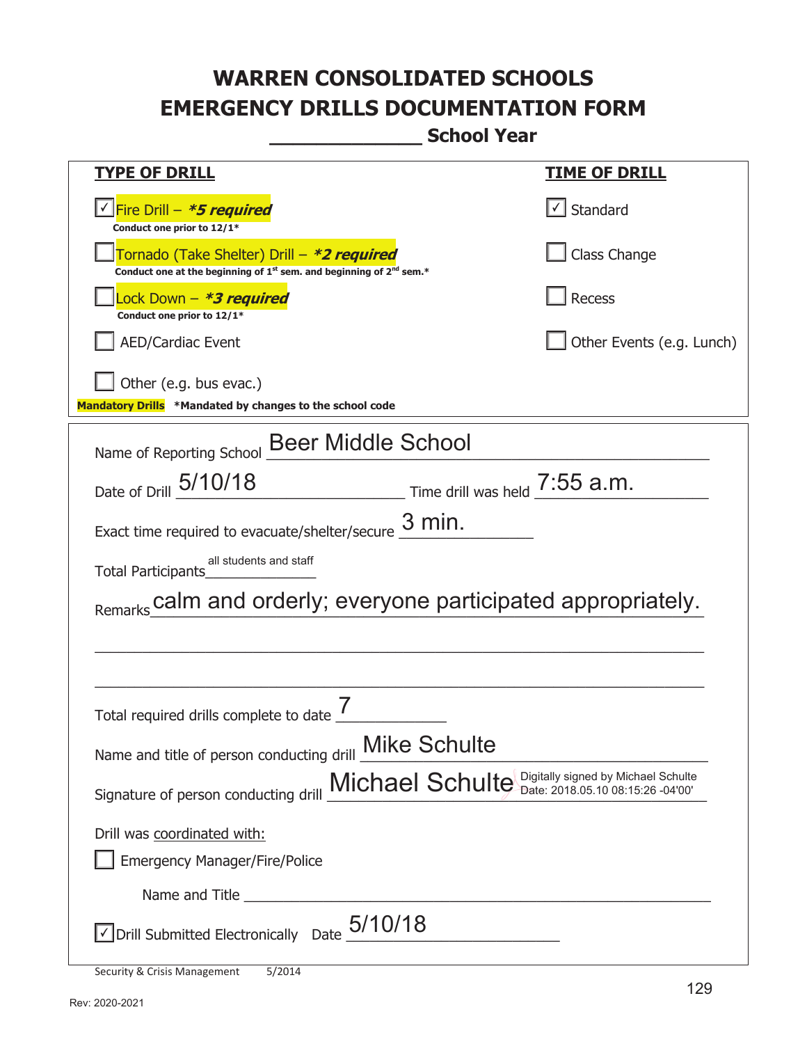# WARREN CONSOLIDATED SCHOOLS
# EMERGENCY DRILLS DOCUMENTATION FORM
## _____________ School Year

| TYPE OF DRILL | TIME OF DRILL |
|---|---|
| ☑ Fire Drill – ***5 required*** <br> **Conduct one prior to 12/1*** | ☑ Standard |
| ☐ Tornado (Take Shelter) Drill – ***2 required*** <br> **Conduct one at the beginning of 1st sem. and beginning of 2nd sem.*** | ☐ Class Change |
| ☐ Lock Down – ***3 required*** <br> **Conduct one prior to 12/1*** | ☐ Recess |
| ☐ AED/Cardiac Event | ☐ Other Events (e.g. Lunch) |
| ☐ Other (e.g. bus evac.) | |

**Mandatory Drills** ***Mandated by changes to the school code**

Name of Reporting School: Beer Middle School

Date of Drill: 5/10/18 Time drill was held: 7:55 a.m.

Exact time required to evacuate/shelter/secure: 3 min.

Total Participants: all students and staff

Remarks: calm and orderly; everyone participated appropriately.

Total required drills complete to date: 7

Name and title of person conducting drill: Mike Schulte

Signature of person conducting drill: Michael Schulte — Digitally signed by Michael Schulte Date: 2018.05.10 08:15:26 -04'00'

Drill was coordinated with:

☐ Emergency Manager/Fire/Police

Name and Title ______________________________

☑ Drill Submitted Electronically Date: 5/10/18

Security & Crisis Management 5/2014

Rev: 2020-2021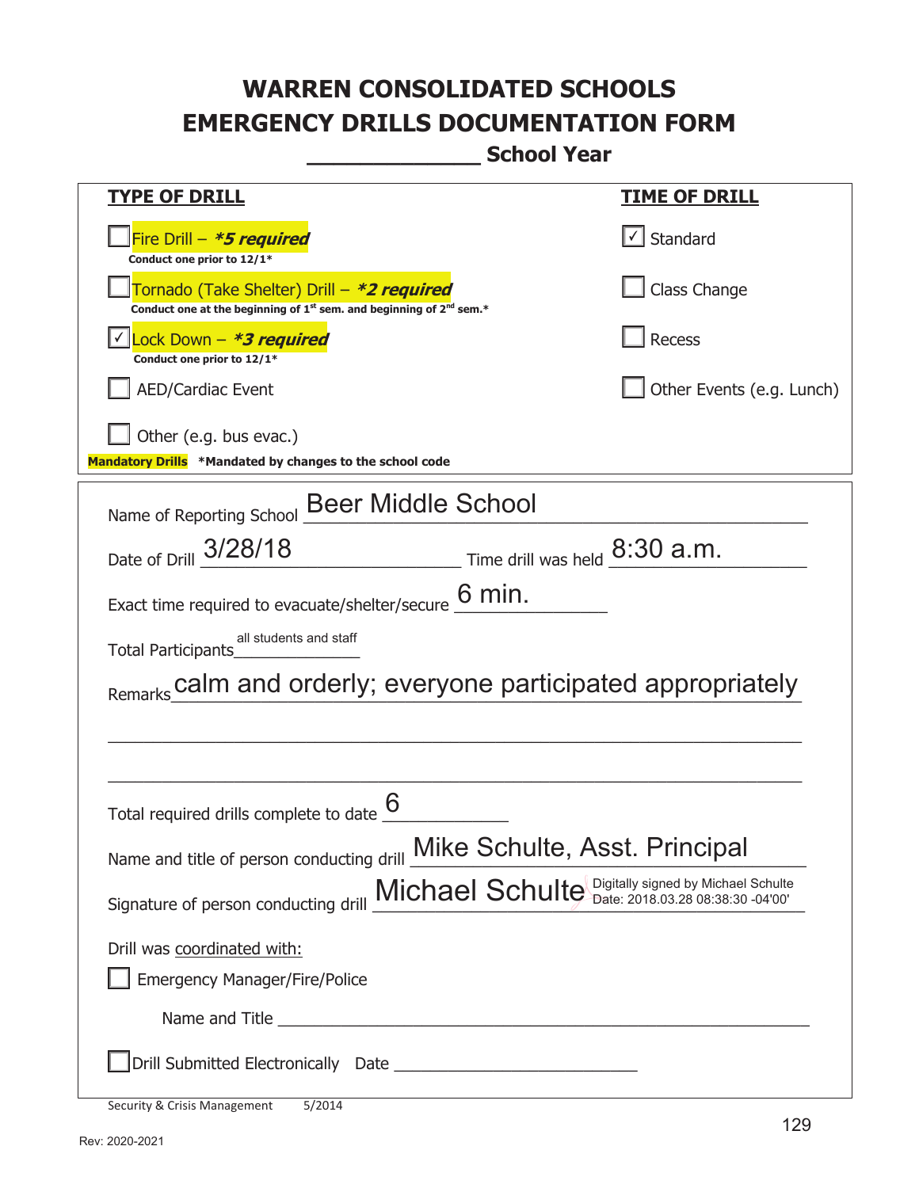# WARREN CONSOLIDATED SCHOOLS
# EMERGENCY DRILLS DOCUMENTATION FORM

**_____________ School Year**

| **TYPE OF DRILL** | **TIME OF DRILL** |
|---|---|
| ☐ Fire Drill – ***5 required*** <br> **Conduct one prior to 12/1*** | ☑ Standard |
| ☐ Tornado (Take Shelter) Drill – ***2 required*** <br> **Conduct one at the beginning of 1st sem. and beginning of 2nd sem.*** | ☐ Class Change |
| ☑ Lock Down – ***3 required*** <br> **Conduct one prior to 12/1*** | ☐ Recess |
| ☐ AED/Cardiac Event | ☐ Other Events (e.g. Lunch) |
| ☐ Other (e.g. bus evac.) | |

**Mandatory Drills** **\*Mandated by changes to the school code**

Name of Reporting School: Beer Middle School

Date of Drill: 3/28/18 Time drill was held: 8:30 a.m.

Exact time required to evacuate/shelter/secure: 6 min.

Total Participants: all students and staff

Remarks: calm and orderly; everyone participated appropriately

Total required drills complete to date: 6

Name and title of person conducting drill: Mike Schulte, Asst. Principal

Signature of person conducting drill: Michael Schulte (Digitally signed by Michael Schulte Date: 2018.03.28 08:38:30 -04'00')

Drill was coordinated with:

☐ Emergency Manager/Fire/Police

Name and Title ______________________________

☐ Drill Submitted Electronically Date ______________________

Security & Crisis Management 5/2014

Rev: 2020-2021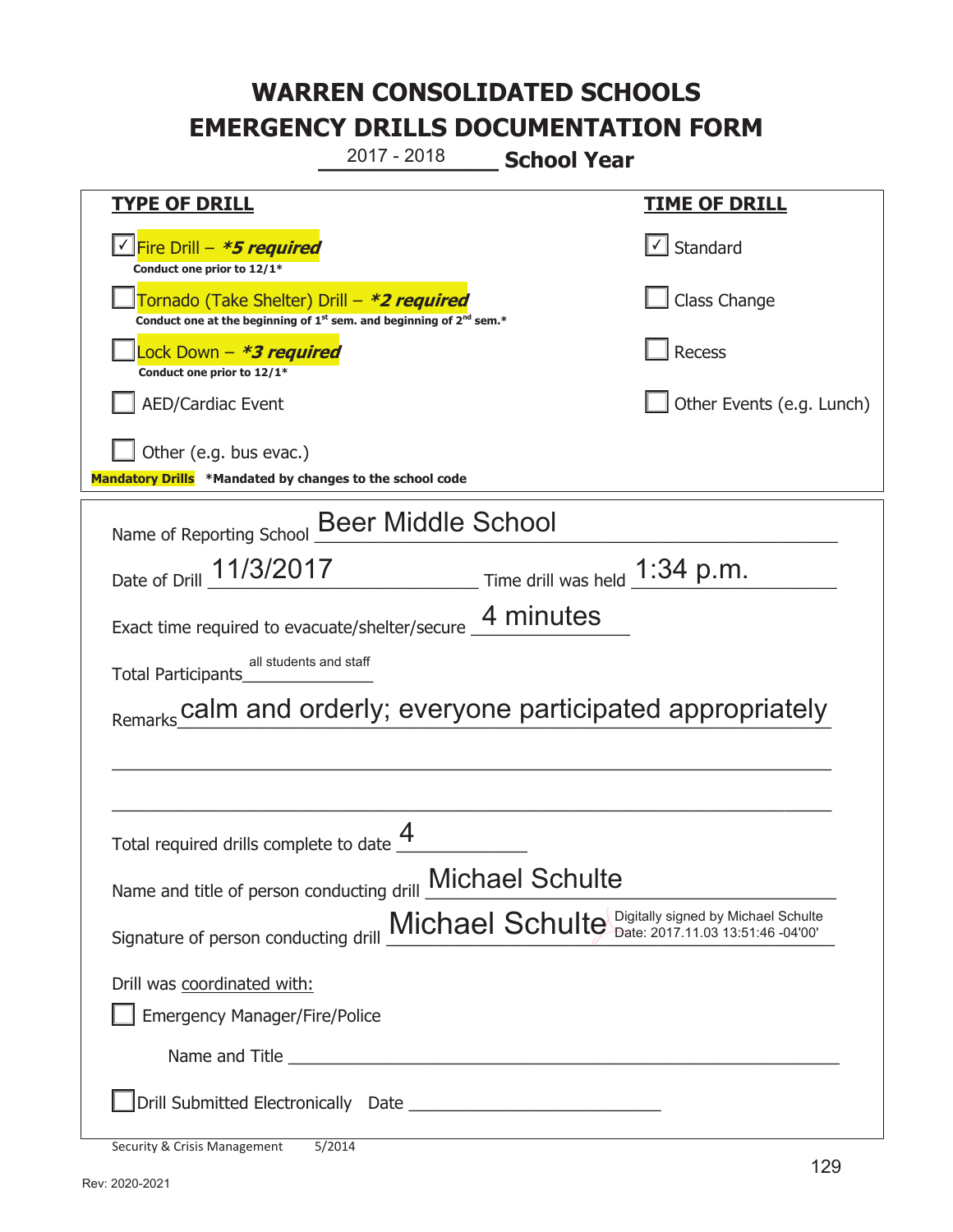# WARREN CONSOLIDATED SCHOOLS
# EMERGENCY DRILLS DOCUMENTATION FORM

2017 - 2018 **School Year**

| **TYPE OF DRILL** | **TIME OF DRILL** |
|---|---|
| ☑ Fire Drill – ***5 required*** <br> **Conduct one prior to 12/1*** | ☑ Standard |
| ☐ Tornado (Take Shelter) Drill – ***2 required*** <br> **Conduct one at the beginning of 1st sem. and beginning of 2nd sem.*** | ☐ Class Change |
| ☐ Lock Down – ***3 required*** <br> **Conduct one prior to 12/1*** | ☐ Recess |
| ☐ AED/Cardiac Event | ☐ Other Events (e.g. Lunch) |
| ☐ Other (e.g. bus evac.) | |

**Mandatory Drills** ***Mandated by changes to the school code**

Name of Reporting School: Beer Middle School

Date of Drill: 11/3/2017 Time drill was held: 1:34 p.m.

Exact time required to evacuate/shelter/secure: 4 minutes

Total Participants: all students and staff

Remarks: calm and orderly; everyone participated appropriately

Total required drills complete to date: 4

Name and title of person conducting drill: Michael Schulte

Signature of person conducting drill: Michael Schulte Digitally signed by Michael Schulte Date: 2017.11.03 13:51:46 -04'00'

Drill was coordinated with:

☐ Emergency Manager/Fire/Police

Name and Title ______________________

☐ Drill Submitted Electronically Date ______________________

Security & Crisis Management 5/2014

Rev: 2020-2021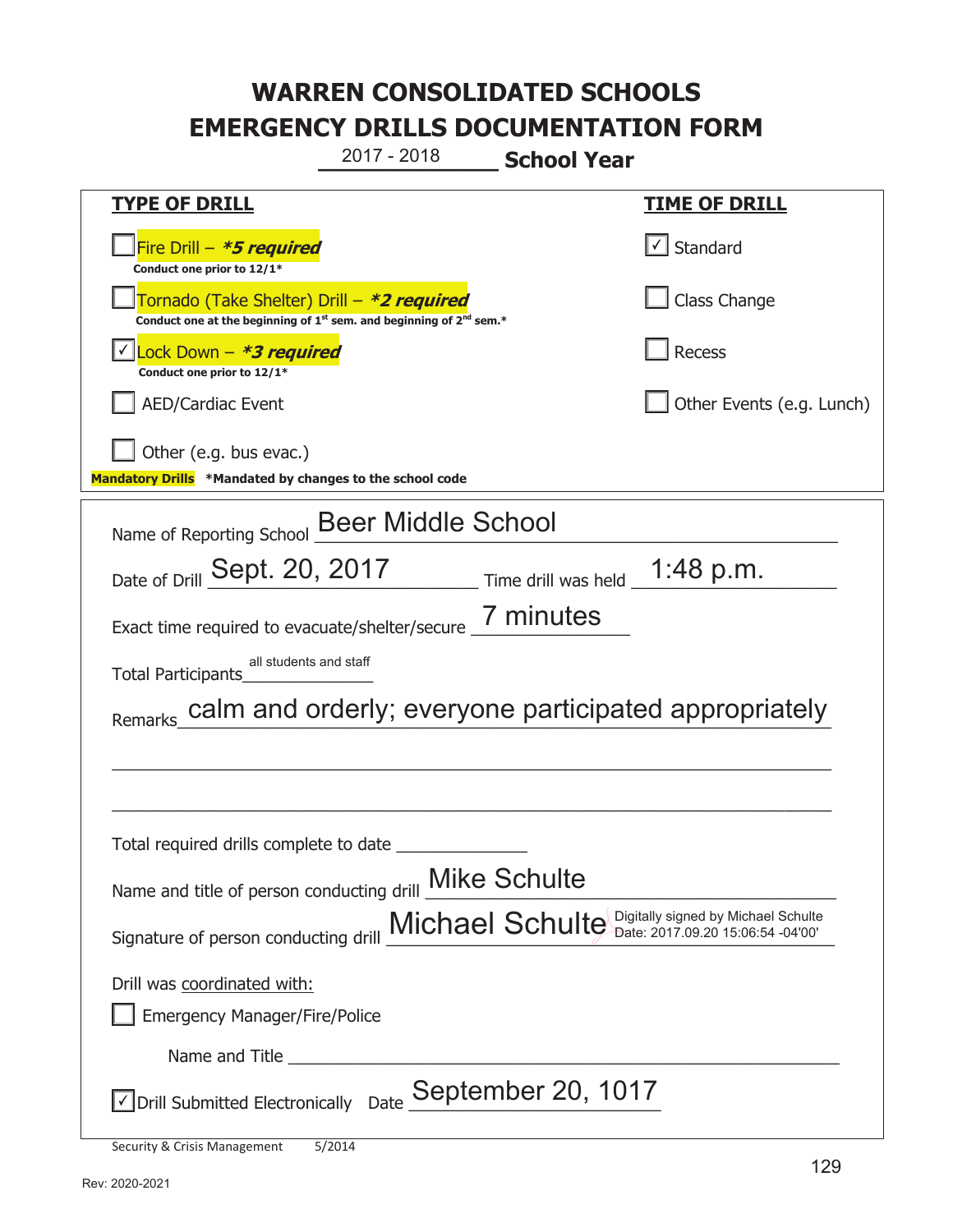# WARREN CONSOLIDATED SCHOOLS
# EMERGENCY DRILLS DOCUMENTATION FORM

2017 - 2018 **School Year**

| **TYPE OF DRILL** | **TIME OF DRILL** |
|---|---|
| ☐ Fire Drill – ***5 required** <br> **Conduct one prior to 12/1*** | ☑ Standard |
| ☐ Tornado (Take Shelter) Drill – ***2 required** <br> **Conduct one at the beginning of 1st sem. and beginning of 2nd sem.*** | ☐ Class Change |
| ☑ Lock Down – ***3 required** <br> **Conduct one prior to 12/1*** | ☐ Recess |
| ☐ AED/Cardiac Event | ☐ Other Events (e.g. Lunch) |
| ☐ Other (e.g. bus evac.) | |

**Mandatory Drills** ***Mandated by changes to the school code**

Name of Reporting School: Beer Middle School

Date of Drill: Sept. 20, 2017 Time drill was held: 1:48 p.m.

Exact time required to evacuate/shelter/secure: 7 minutes

Total Participants: all students and staff

Remarks: calm and orderly; everyone participated appropriately

Total required drills complete to date: ______________

Name and title of person conducting drill: Mike Schulte

Signature of person conducting drill: Michael Schulte (Digitally signed by Michael Schulte Date: 2017.09.20 15:06:54 -04'00')

Drill was coordinated with:

☐ Emergency Manager/Fire/Police

Name and Title ______________________________

☑ Drill Submitted Electronically Date: September 20, 1017

Security & Crisis Management 5/2014

Rev: 2020-2021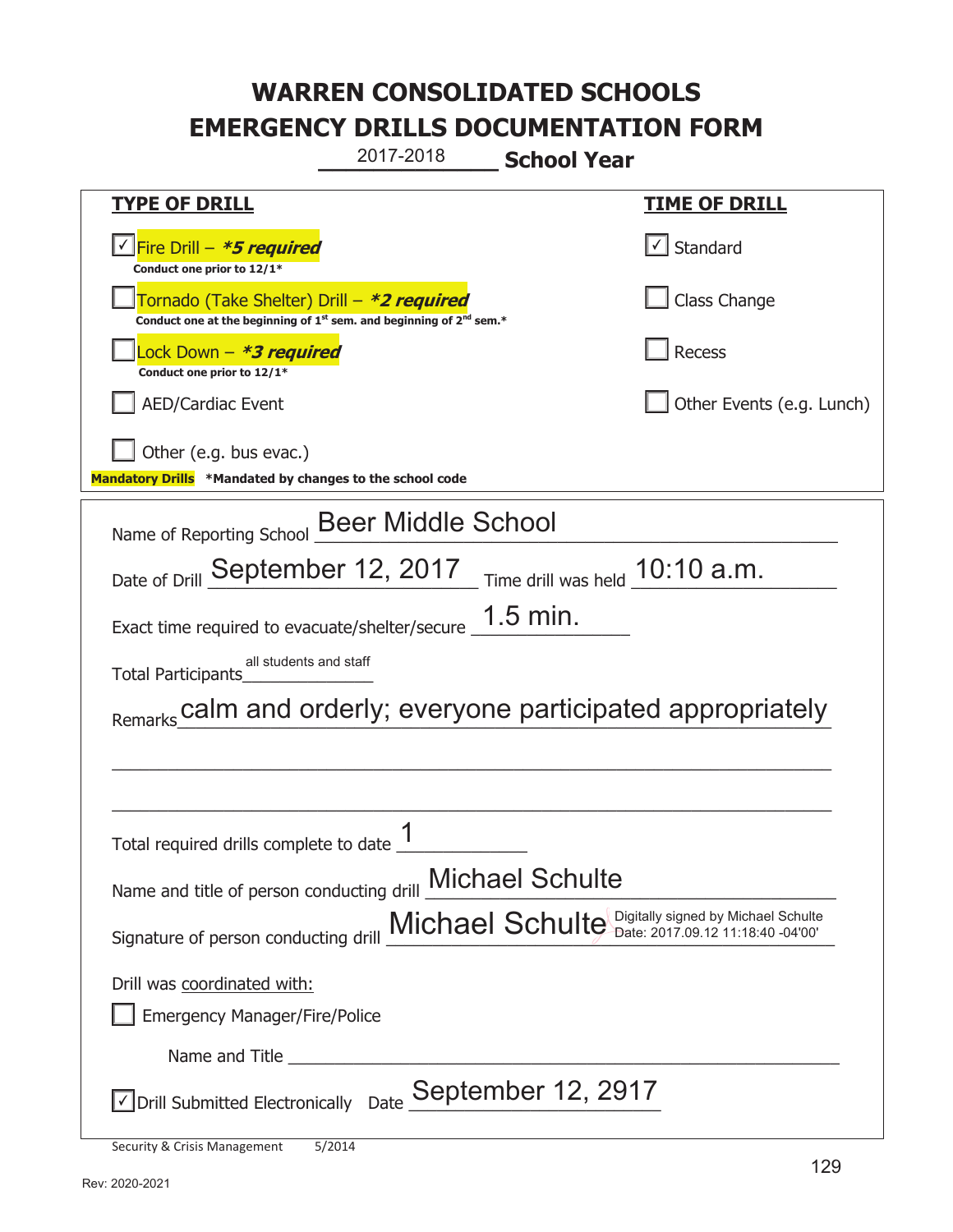# WARREN CONSOLIDATED SCHOOLS
# EMERGENCY DRILLS DOCUMENTATION FORM

2017-2018 **School Year**

| **TYPE OF DRILL** | **TIME OF DRILL** |
|---|---|
| ☑ Fire Drill – ***5 required*** <br> **Conduct one prior to 12/1*** | ☑ Standard |
| ☐ Tornado (Take Shelter) Drill – ***2 required*** <br> **Conduct one at the beginning of 1st sem. and beginning of 2nd sem.*** | ☐ Class Change |
| ☐ Lock Down – ***3 required*** <br> **Conduct one prior to 12/1*** | ☐ Recess |
| ☐ AED/Cardiac Event | ☐ Other Events (e.g. Lunch) |
| ☐ Other (e.g. bus evac.) | |

**Mandatory Drills** ***Mandated by changes to the school code**

Name of Reporting School: Beer Middle School

Date of Drill: September 12, 2017 Time drill was held: 10:10 a.m.

Exact time required to evacuate/shelter/secure: 1.5 min.

Total Participants: all students and staff

Remarks: calm and orderly; everyone participated appropriately

Total required drills complete to date: 1

Name and title of person conducting drill: Michael Schulte

Signature of person conducting drill: Michael Schulte — Digitally signed by Michael Schulte Date: 2017.09.12 11:18:40 -04'00'

Drill was coordinated with:

☐ Emergency Manager/Fire/Police

Name and Title ______________________

☑ Drill Submitted Electronically Date: September 12, 2917

Security & Crisis Management 5/2014

Rev: 2020-2021